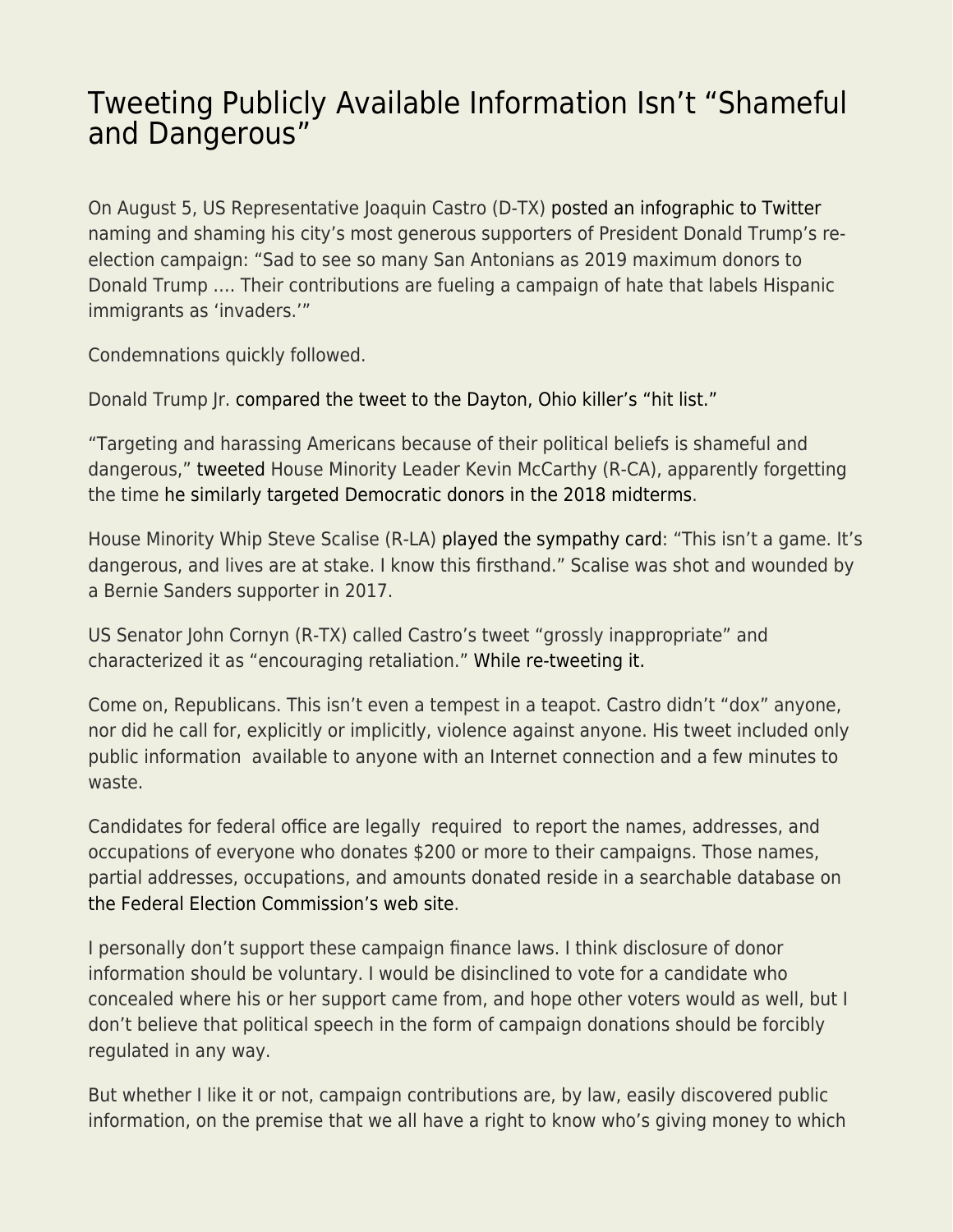# Tweeting Publicly Available Information Isn't "Shameful and Dangerous"

On August 5, US Representative Joaquin Castro (D-TX) posted an infographic to Twitter naming and shaming his city's most generous supporters of President Donald Trump's re-election campaign: "Sad to see so many San Antonians as 2019 maximum donors to Donald Trump …. Their contributions are fueling a campaign of hate that labels Hispanic immigrants as 'invaders.'"

Condemnations quickly followed.

Donald Trump Jr. compared the tweet to the Dayton, Ohio killer's "hit list."

"Targeting and harassing Americans because of their political beliefs is shameful and dangerous," tweeted House Minority Leader Kevin McCarthy (R-CA), apparently forgetting the time he similarly targeted Democratic donors in the 2018 midterms.

House Minority Whip Steve Scalise (R-LA) played the sympathy card: "This isn't a game. It's dangerous, and lives are at stake. I know this firsthand." Scalise was shot and wounded by a Bernie Sanders supporter in 2017.

US Senator John Cornyn (R-TX) called Castro's tweet "grossly inappropriate" and characterized it as "encouraging retaliation." While re-tweeting it.

Come on, Republicans. This isn't even a tempest in a teapot. Castro didn't "dox" anyone, nor did he call for, explicitly or implicitly, violence against anyone. His tweet included only public information available to anyone with an Internet connection and a few minutes to waste.

Candidates for federal office are legally required to report the names, addresses, and occupations of everyone who donates $200 or more to their campaigns. Those names, partial addresses, occupations, and amounts donated reside in a searchable database on the Federal Election Commission's web site.

I personally don't support these campaign finance laws. I think disclosure of donor information should be voluntary. I would be disinclined to vote for a candidate who concealed where his or her support came from, and hope other voters would as well, but I don't believe that political speech in the form of campaign donations should be forcibly regulated in any way.

But whether I like it or not, campaign contributions are, by law, easily discovered public information, on the premise that we all have a right to know who's giving money to which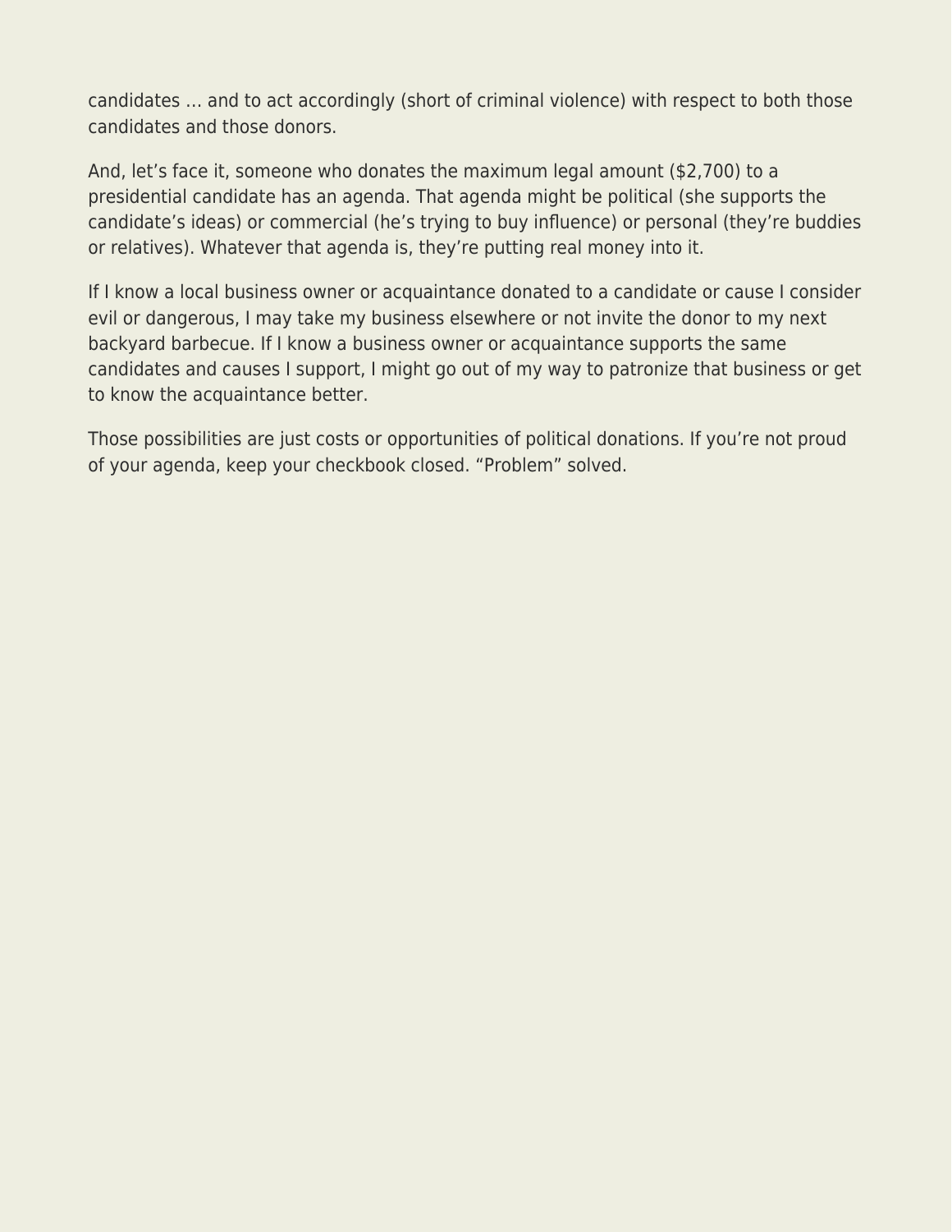candidates … and to act accordingly (short of criminal violence) with respect to both those candidates and those donors.

And, let's face it, someone who donates the maximum legal amount ($2,700) to a presidential candidate has an agenda. That agenda might be political (she supports the candidate's ideas) or commercial (he's trying to buy influence) or personal (they're buddies or relatives). Whatever that agenda is, they're putting real money into it.

If I know a local business owner or acquaintance donated to a candidate or cause I consider evil or dangerous, I may take my business elsewhere or not invite the donor to my next backyard barbecue. If I know a business owner or acquaintance supports the same candidates and causes I support, I might go out of my way to patronize that business or get to know the acquaintance better.

Those possibilities are just costs or opportunities of political donations. If you're not proud of your agenda, keep your checkbook closed. "Problem" solved.